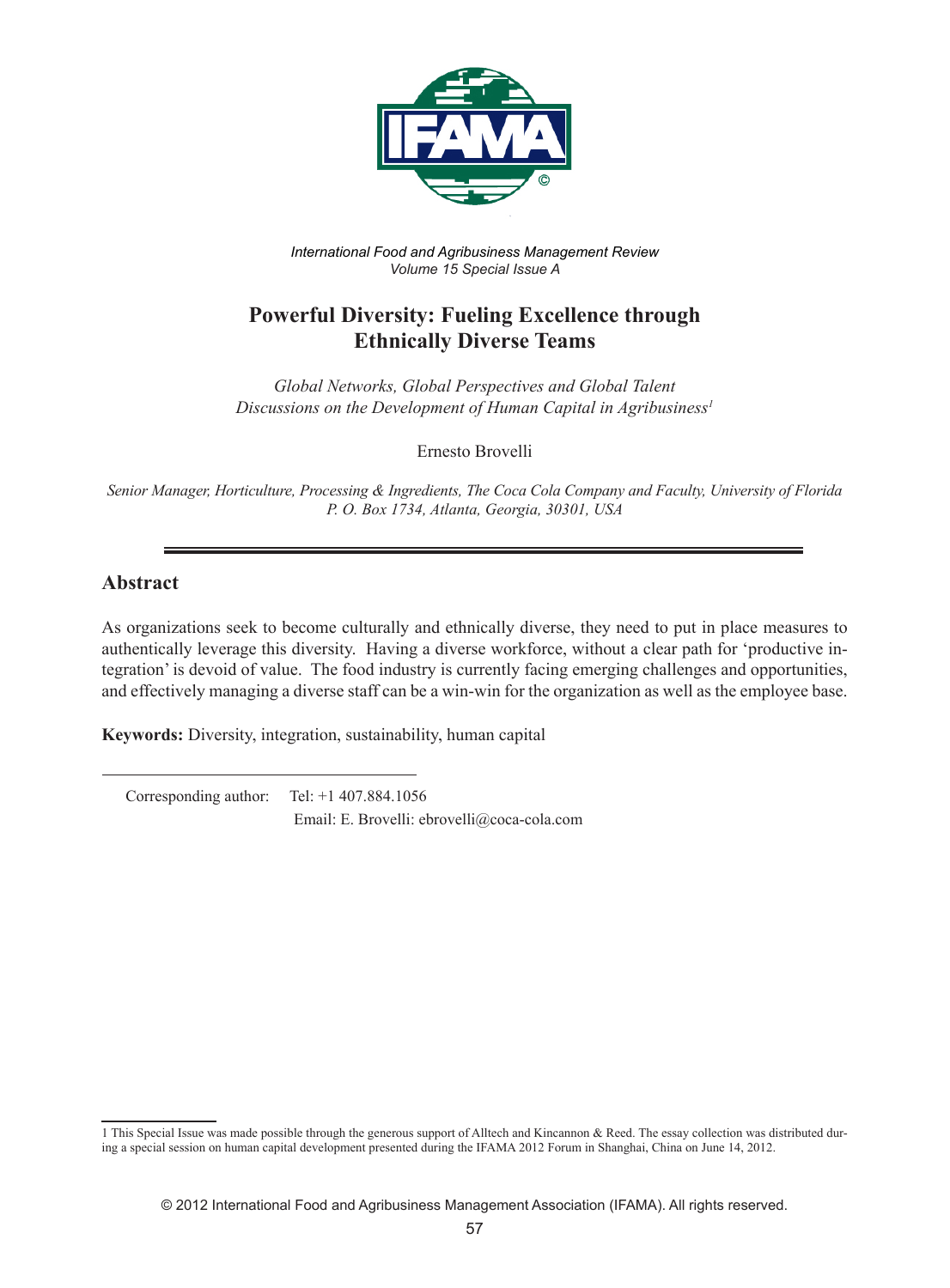*International Food and Agribusiness Management Review*
*Volume 15 Special Issue A*

# Powerful Diversity: Fueling Excellence through Ethnically Diverse Teams

*Global Networks, Global Perspectives and Global Talent*
*Discussions on the Development of Human Capital in Agribusiness*[1]

Ernesto Brovelli

*Senior Manager, Horticulture, Processing & Ingredients, The Coca Cola Company and Faculty, University of Florida*
*P. O. Box 1734, Atlanta, Georgia, 30301, USA*

---

## Abstract

As organizations seek to become culturally and ethnically diverse, they need to put in place measures to authentically leverage this diversity. Having a diverse workforce, without a clear path for 'productive integration' is devoid of value. The food industry is currently facing emerging challenges and opportunities, and effectively managing a diverse staff can be a win-win for the organization as well as the employee base.

**Keywords:** Diversity, integration, sustainability, human capital

Corresponding author: Tel: +1 407.884.1056
Email: E. Brovelli: ebrovelli@coca-cola.com

1 This Special Issue was made possible through the generous support of Alltech and Kincannon & Reed. The essay collection was distributed during a special session on human capital development presented during the IFAMA 2012 Forum in Shanghai, China on June 14, 2012.

© 2012 International Food and Agribusiness Management Association (IFAMA). All rights reserved.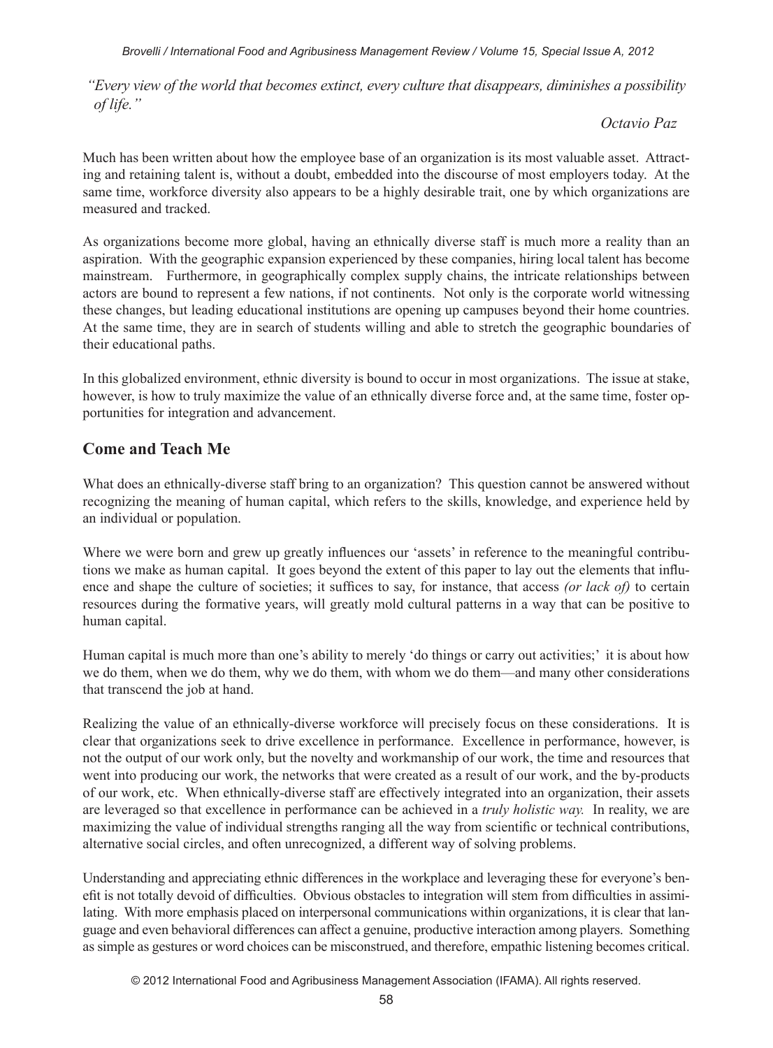*"Every view of the world that becomes extinct, every culture that disappears, diminishes a possibility of life."*

*Octavio Paz*

Much has been written about how the employee base of an organization is its most valuable asset. Attracting and retaining talent is, without a doubt, embedded into the discourse of most employers today. At the same time, workforce diversity also appears to be a highly desirable trait, one by which organizations are measured and tracked.

As organizations become more global, having an ethnically diverse staff is much more a reality than an aspiration. With the geographic expansion experienced by these companies, hiring local talent has become mainstream. Furthermore, in geographically complex supply chains, the intricate relationships between actors are bound to represent a few nations, if not continents. Not only is the corporate world witnessing these changes, but leading educational institutions are opening up campuses beyond their home countries. At the same time, they are in search of students willing and able to stretch the geographic boundaries of their educational paths.

In this globalized environment, ethnic diversity is bound to occur in most organizations. The issue at stake, however, is how to truly maximize the value of an ethnically diverse force and, at the same time, foster opportunities for integration and advancement.

## Come and Teach Me

What does an ethnically-diverse staff bring to an organization? This question cannot be answered without recognizing the meaning of human capital, which refers to the skills, knowledge, and experience held by an individual or population.

Where we were born and grew up greatly influences our 'assets' in reference to the meaningful contributions we make as human capital. It goes beyond the extent of this paper to lay out the elements that influence and shape the culture of societies; it suffices to say, for instance, that access *(or lack of)* to certain resources during the formative years, will greatly mold cultural patterns in a way that can be positive to human capital.

Human capital is much more than one's ability to merely 'do things or carry out activities;' it is about how we do them, when we do them, why we do them, with whom we do them—and many other considerations that transcend the job at hand.

Realizing the value of an ethnically-diverse workforce will precisely focus on these considerations. It is clear that organizations seek to drive excellence in performance. Excellence in performance, however, is not the output of our work only, but the novelty and workmanship of our work, the time and resources that went into producing our work, the networks that were created as a result of our work, and the by-products of our work, etc. When ethnically-diverse staff are effectively integrated into an organization, their assets are leveraged so that excellence in performance can be achieved in a *truly holistic way.* In reality, we are maximizing the value of individual strengths ranging all the way from scientific or technical contributions, alternative social circles, and often unrecognized, a different way of solving problems.

Understanding and appreciating ethnic differences in the workplace and leveraging these for everyone's benefit is not totally devoid of difficulties. Obvious obstacles to integration will stem from difficulties in assimilating. With more emphasis placed on interpersonal communications within organizations, it is clear that language and even behavioral differences can affect a genuine, productive interaction among players. Something as simple as gestures or word choices can be misconstrued, and therefore, empathic listening becomes critical.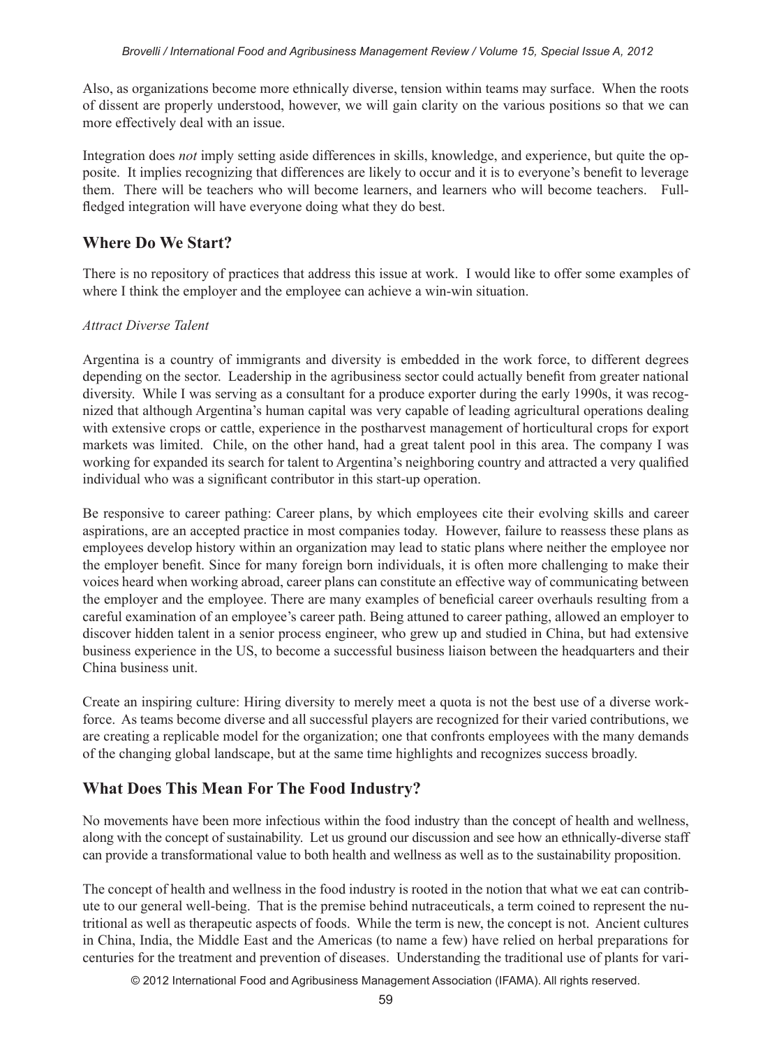Also, as organizations become more ethnically diverse, tension within teams may surface. When the roots of dissent are properly understood, however, we will gain clarity on the various positions so that we can more effectively deal with an issue.

Integration does *not* imply setting aside differences in skills, knowledge, and experience, but quite the opposite. It implies recognizing that differences are likely to occur and it is to everyone's benefit to leverage them. There will be teachers who will become learners, and learners who will become teachers. Full-fledged integration will have everyone doing what they do best.

## Where Do We Start?

There is no repository of practices that address this issue at work. I would like to offer some examples of where I think the employer and the employee can achieve a win-win situation.

*Attract Diverse Talent*

Argentina is a country of immigrants and diversity is embedded in the work force, to different degrees depending on the sector. Leadership in the agribusiness sector could actually benefit from greater national diversity. While I was serving as a consultant for a produce exporter during the early 1990s, it was recognized that although Argentina's human capital was very capable of leading agricultural operations dealing with extensive crops or cattle, experience in the postharvest management of horticultural crops for export markets was limited. Chile, on the other hand, had a great talent pool in this area. The company I was working for expanded its search for talent to Argentina's neighboring country and attracted a very qualified individual who was a significant contributor in this start-up operation.

Be responsive to career pathing: Career plans, by which employees cite their evolving skills and career aspirations, are an accepted practice in most companies today. However, failure to reassess these plans as employees develop history within an organization may lead to static plans where neither the employee nor the employer benefit. Since for many foreign born individuals, it is often more challenging to make their voices heard when working abroad, career plans can constitute an effective way of communicating between the employer and the employee. There are many examples of beneficial career overhauls resulting from a careful examination of an employee's career path. Being attuned to career pathing, allowed an employer to discover hidden talent in a senior process engineer, who grew up and studied in China, but had extensive business experience in the US, to become a successful business liaison between the headquarters and their China business unit.

Create an inspiring culture: Hiring diversity to merely meet a quota is not the best use of a diverse workforce. As teams become diverse and all successful players are recognized for their varied contributions, we are creating a replicable model for the organization; one that confronts employees with the many demands of the changing global landscape, but at the same time highlights and recognizes success broadly.

## What Does This Mean For The Food Industry?

No movements have been more infectious within the food industry than the concept of health and wellness, along with the concept of sustainability. Let us ground our discussion and see how an ethnically-diverse staff can provide a transformational value to both health and wellness as well as to the sustainability proposition.

The concept of health and wellness in the food industry is rooted in the notion that what we eat can contribute to our general well-being. That is the premise behind nutraceuticals, a term coined to represent the nutritional as well as therapeutic aspects of foods. While the term is new, the concept is not. Ancient cultures in China, India, the Middle East and the Americas (to name a few) have relied on herbal preparations for centuries for the treatment and prevention of diseases. Understanding the traditional use of plants for vari-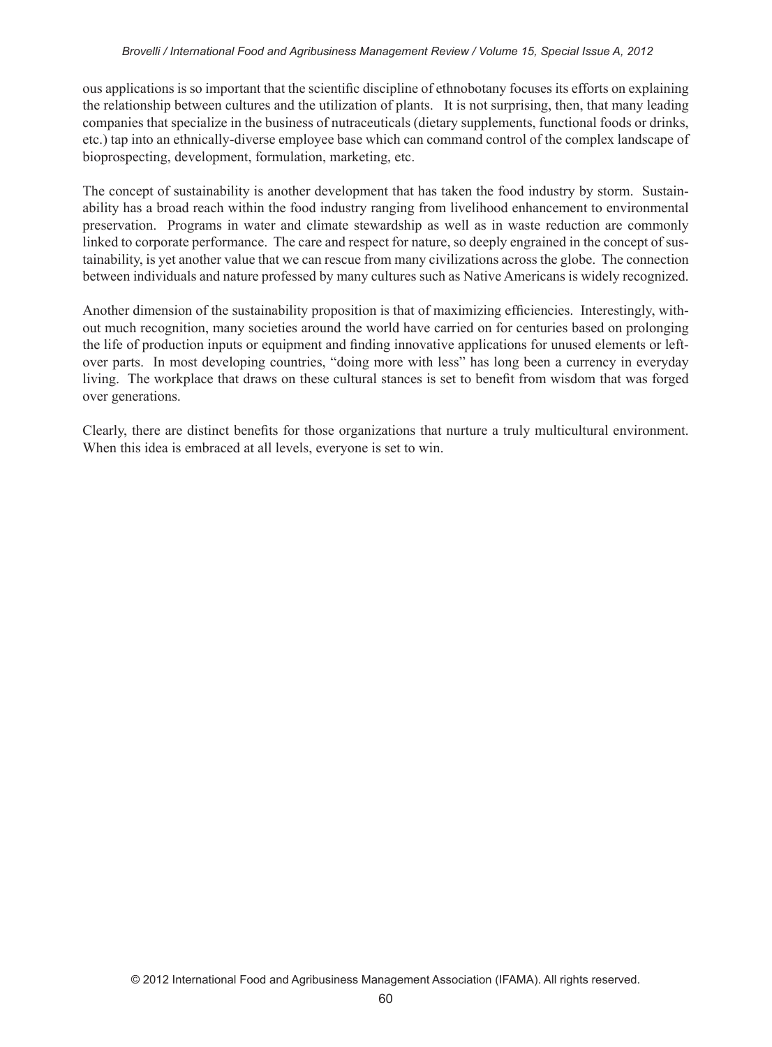ous applications is so important that the scientific discipline of ethnobotany focuses its efforts on explaining the relationship between cultures and the utilization of plants. It is not surprising, then, that many leading companies that specialize in the business of nutraceuticals (dietary supplements, functional foods or drinks, etc.) tap into an ethnically-diverse employee base which can command control of the complex landscape of bioprospecting, development, formulation, marketing, etc.

The concept of sustainability is another development that has taken the food industry by storm. Sustainability has a broad reach within the food industry ranging from livelihood enhancement to environmental preservation. Programs in water and climate stewardship as well as in waste reduction are commonly linked to corporate performance. The care and respect for nature, so deeply engrained in the concept of sustainability, is yet another value that we can rescue from many civilizations across the globe. The connection between individuals and nature professed by many cultures such as Native Americans is widely recognized.

Another dimension of the sustainability proposition is that of maximizing efficiencies. Interestingly, without much recognition, many societies around the world have carried on for centuries based on prolonging the life of production inputs or equipment and finding innovative applications for unused elements or leftover parts. In most developing countries, "doing more with less" has long been a currency in everyday living. The workplace that draws on these cultural stances is set to benefit from wisdom that was forged over generations.

Clearly, there are distinct benefits for those organizations that nurture a truly multicultural environment. When this idea is embraced at all levels, everyone is set to win.